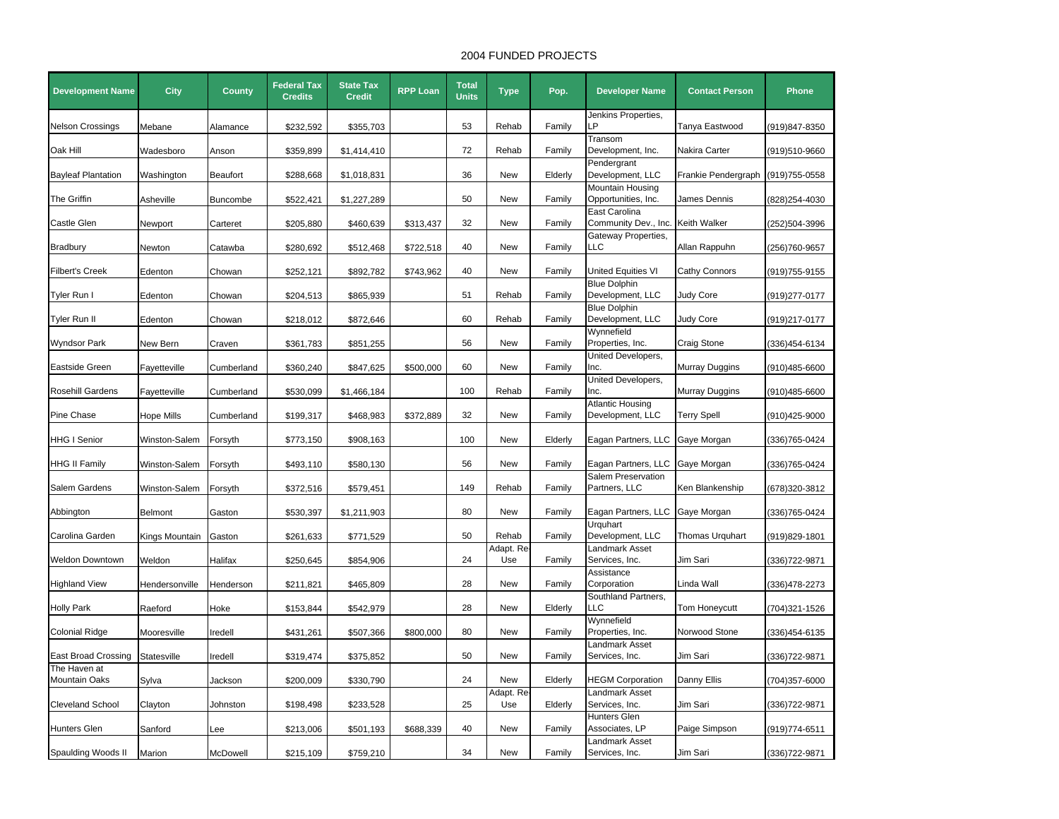# 2004 FUNDED PROJECTS

| Development Name | City | County | Federal Tax Credits | State Tax Credit | RPP Loan | Total Units | Type | Pop. | Developer Name | Contact Person | Phone |
|---|---|---|---|---|---|---|---|---|---|---|---|
| Nelson Crossings | Mebane | Alamance | $232,592 | $355,703 | | 53 | Rehab | Family | Jenkins Properties, LP | Tanya Eastwood | (919)847-8350 |
| Oak Hill | Wadesboro | Anson | $359,899 | $1,414,410 | | 72 | Rehab | Family | Transom Development, Inc. | Nakira Carter | (919)510-9660 |
| Bayleaf Plantation | Washington | Beaufort | $288,668 | $1,018,831 | | 36 | New | Elderly | Pendergrant Development, LLC | Frankie Pendergraph | (919)755-0558 |
| The Griffin | Asheville | Buncombe | $522,421 | $1,227,289 | | 50 | New | Family | Mountain Housing Opportunities, Inc. | James Dennis | (828)254-4030 |
| Castle Glen | Newport | Carteret | $205,880 | $460,639 | $313,437 | 32 | New | Family | East Carolina Community Dev., Inc. | Keith Walker | (252)504-3996 |
| Bradbury | Newton | Catawba | $280,692 | $512,468 | $722,518 | 40 | New | Family | Gateway Properties, LLC | Allan Rappuhn | (256)760-9657 |
| Filbert's Creek | Edenton | Chowan | $252,121 | $892,782 | $743,962 | 40 | New | Family | United Equities VI | Cathy Connors | (919)755-9155 |
| Tyler Run I | Edenton | Chowan | $204,513 | $865,939 | | 51 | Rehab | Family | Blue Dolphin Development, LLC | Judy Core | (919)277-0177 |
| Tyler Run II | Edenton | Chowan | $218,012 | $872,646 | | 60 | Rehab | Family | Blue Dolphin Development, LLC | Judy Core | (919)217-0177 |
| Wyndsor Park | New Bern | Craven | $361,783 | $851,255 | | 56 | New | Family | Wynnefield Properties, Inc. | Craig Stone | (336)454-6134 |
| Eastside Green | Fayetteville | Cumberland | $360,240 | $847,625 | $500,000 | 60 | New | Family | United Developers, Inc. | Murray Duggins | (910)485-6600 |
| Rosehill Gardens | Fayetteville | Cumberland | $530,099 | $1,466,184 | | 100 | Rehab | Family | United Developers, Inc. | Murray Duggins | (910)485-6600 |
| Pine Chase | Hope Mills | Cumberland | $199,317 | $468,983 | $372,889 | 32 | New | Family | Atlantic Housing Development, LLC | Terry Spell | (910)425-9000 |
| HHG I Senior | Winston-Salem | Forsyth | $773,150 | $908,163 | | 100 | New | Elderly | Eagan Partners, LLC | Gaye Morgan | (336)765-0424 |
| HHG II Family | Winston-Salem | Forsyth | $493,110 | $580,130 | | 56 | New | Family | Eagan Partners, LLC | Gaye Morgan | (336)765-0424 |
| Salem Gardens | Winston-Salem | Forsyth | $372,516 | $579,451 | | 149 | Rehab | Family | Salem Preservation Partners, LLC | Ken Blankenship | (678)320-3812 |
| Abbington | Belmont | Gaston | $530,397 | $1,211,903 | | 80 | New | Family | Eagan Partners, LLC | Gaye Morgan | (336)765-0424 |
| Carolina Garden | Kings Mountain | Gaston | $261,633 | $771,529 | | 50 | Rehab | Family | Urquhart Development, LLC | Thomas Urquhart | (919)829-1801 |
| Weldon Downtown | Weldon | Halifax | $250,645 | $854,906 | | 24 | Adapt. Re-Use | Family | Landmark Asset Services, Inc. | Jim Sari | (336)722-9871 |
| Highland View | Hendersonville | Henderson | $211,821 | $465,809 | | 28 | New | Family | Assistance Corporation | Linda Wall | (336)478-2273 |
| Holly Park | Raeford | Hoke | $153,844 | $542,979 | | 28 | New | Elderly | Southland Partners, LLC | Tom Honeycutt | (704)321-1526 |
| Colonial Ridge | Mooresville | Iredell | $431,261 | $507,366 | $800,000 | 80 | New | Family | Wynnefield Properties, Inc. | Norwood Stone | (336)454-6135 |
| East Broad Crossing | Statesville | Iredell | $319,474 | $375,852 | | 50 | New | Family | Landmark Asset Services, Inc. | Jim Sari | (336)722-9871 |
| The Haven at Mountain Oaks | Sylva | Jackson | $200,009 | $330,790 | | 24 | New | Elderly | HEGM Corporation | Danny Ellis | (704)357-6000 |
| Cleveland School | Clayton | Johnston | $198,498 | $233,528 | | 25 | Adapt. Re-Use | Elderly | Landmark Asset Services, Inc. | Jim Sari | (336)722-9871 |
| Hunters Glen | Sanford | Lee | $213,006 | $501,193 | $688,339 | 40 | New | Family | Hunters Glen Associates, LP | Paige Simpson | (919)774-6511 |
| Spaulding Woods II | Marion | McDowell | $215,109 | $759,210 | | 34 | New | Family | Landmark Asset Services, Inc. | Jim Sari | (336)722-9871 |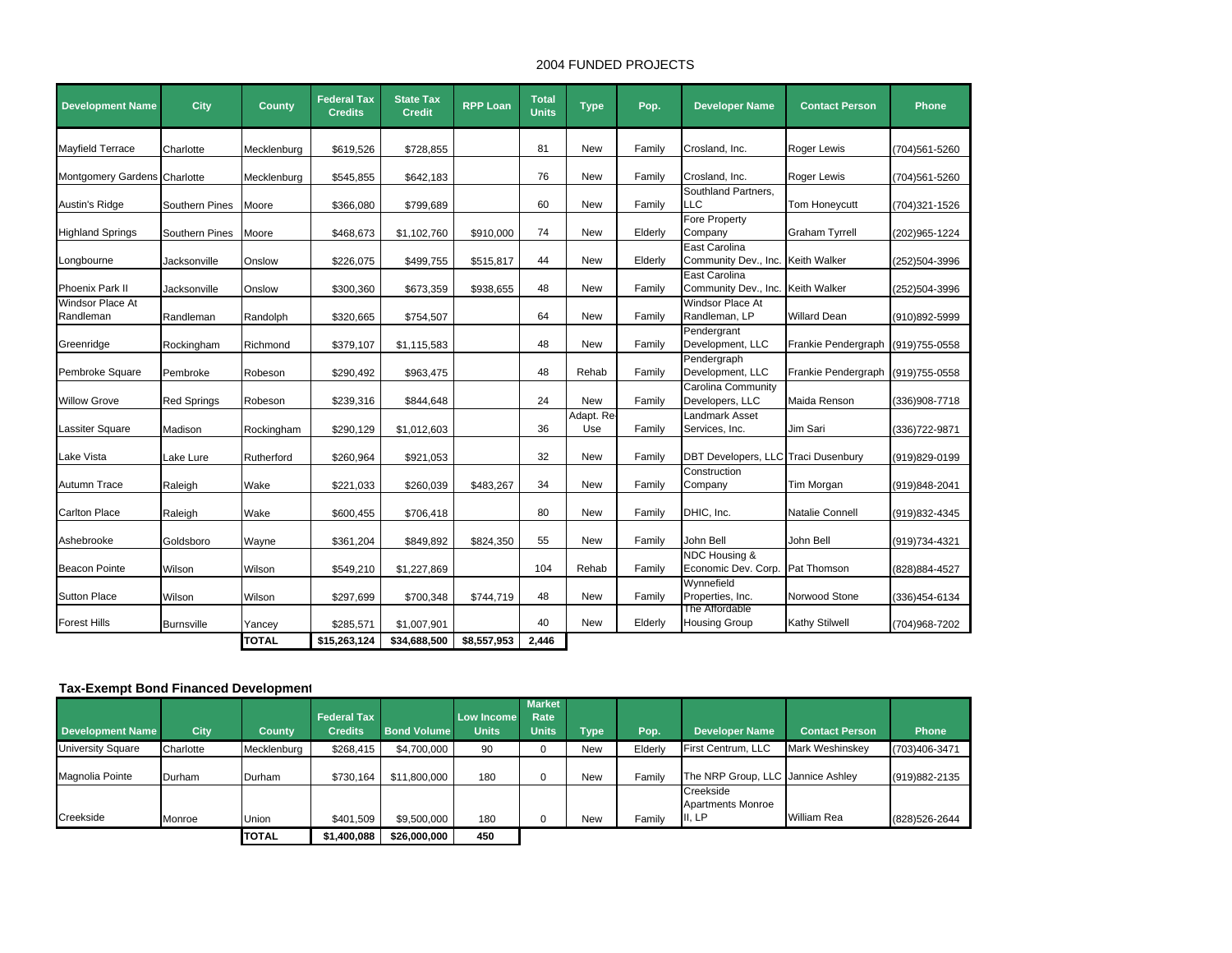## 2004 FUNDED PROJECTS

| Development Name | City | County | Federal Tax Credits | State Tax Credit | RPP Loan | Total Units | Type | Pop. | Developer Name | Contact Person | Phone |
|---|---|---|---|---|---|---|---|---|---|---|---|
| Mayfield Terrace | Charlotte | Mecklenburg | $619,526 | $728,855 | | 81 | New | Family | Crosland, Inc. | Roger Lewis | (704)561-5260 |
| Montgomery Gardens | Charlotte | Mecklenburg | $545,855 | $642,183 | | 76 | New | Family | Crosland, Inc. | Roger Lewis | (704)561-5260 |
| Austin's Ridge | Southern Pines | Moore | $366,080 | $799,689 | | 60 | New | Family | Southland Partners, LLC | Tom Honeycutt | (704)321-1526 |
| Highland Springs | Southern Pines | Moore | $468,673 | $1,102,760 | $910,000 | 74 | New | Elderly | Fore Property Company | Graham Tyrrell | (202)965-1224 |
| Longbourne | Jacksonville | Onslow | $226,075 | $499,755 | $515,817 | 44 | New | Elderly | East Carolina Community Dev., Inc. | Keith Walker | (252)504-3996 |
| Phoenix Park II | Jacksonville | Onslow | $300,360 | $673,359 | $938,655 | 48 | New | Family | East Carolina Community Dev., Inc. | Keith Walker | (252)504-3996 |
| Windsor Place At Randleman | Randleman | Randolph | $320,665 | $754,507 | | 64 | New | Family | Windsor Place At Randleman, LP | Willard Dean | (910)892-5999 |
| Greenridge | Rockingham | Richmond | $379,107 | $1,115,583 | | 48 | New | Family | Pendergrant Development, LLC | Frankie Pendergraph | (919)755-0558 |
| Pembroke Square | Pembroke | Robeson | $290,492 | $963,475 | | 48 | Rehab | Family | Pendergraph Development, LLC | Frankie Pendergraph | (919)755-0558 |
| Willow Grove | Red Springs | Robeson | $239,316 | $844,648 | | 24 | New | Family | Carolina Community Developers, LLC | Maida Renson | (336)908-7718 |
| Lassiter Square | Madison | Rockingham | $290,129 | $1,012,603 | | 36 | Adapt. Re-Use | Family | Landmark Asset Services, Inc. | Jim Sari | (336)722-9871 |
| Lake Vista | Lake Lure | Rutherford | $260,964 | $921,053 | | 32 | New | Family | DBT Developers, LLC | Traci Dusenbury | (919)829-0199 |
| Autumn Trace | Raleigh | Wake | $221,033 | $260,039 | $483,267 | 34 | New | Family | Construction Company | Tim Morgan | (919)848-2041 |
| Carlton Place | Raleigh | Wake | $600,455 | $706,418 | | 80 | New | Family | DHIC, Inc. | Natalie Connell | (919)832-4345 |
| Ashebrooke | Goldsboro | Wayne | $361,204 | $849,892 | $824,350 | 55 | New | Family | John Bell | John Bell | (919)734-4321 |
| Beacon Pointe | Wilson | Wilson | $549,210 | $1,227,869 | | 104 | Rehab | Family | NDC Housing & Economic Dev. Corp. | Pat Thomson | (828)884-4527 |
| Sutton Place | Wilson | Wilson | $297,699 | $700,348 | $744,719 | 48 | New | Family | Wynnefield Properties, Inc. | Norwood Stone | (336)454-6134 |
| Forest Hills | Burnsville | Yancey | $285,571 | $1,007,901 | | 40 | New | Elderly | The Affordable Housing Group | Kathy Stilwell | (704)968-7202 |
| | | **TOTAL** | **$15,263,124** | **$34,688,500** | **$8,557,953** | **2,446** | | | | | |

### Tax-Exempt Bond Financed Development

| Development Name | City | County | Federal Tax Credits | Bond Volume | Low Income Units | Market Rate Units | Type | Pop. | Developer Name | Contact Person | Phone |
|---|---|---|---|---|---|---|---|---|---|---|---|
| University Square | Charlotte | Mecklenburg | $268,415 | $4,700,000 | 90 | 0 | New | Elderly | First Centrum, LLC | Mark Weshinskey | (703)406-3471 |
| Magnolia Pointe | Durham | Durham | $730,164 | $11,800,000 | 180 | 0 | New | Family | The NRP Group, LLC | Jannice Ashley | (919)882-2135 |
| Creekside | Monroe | Union | $401,509 | $9,500,000 | 180 | 0 | New | Family | Creekside Apartments Monroe II, LP | William Rea | (828)526-2644 |
| | | **TOTAL** | **$1,400,088** | **$26,000,000** | **450** | | | | | | |